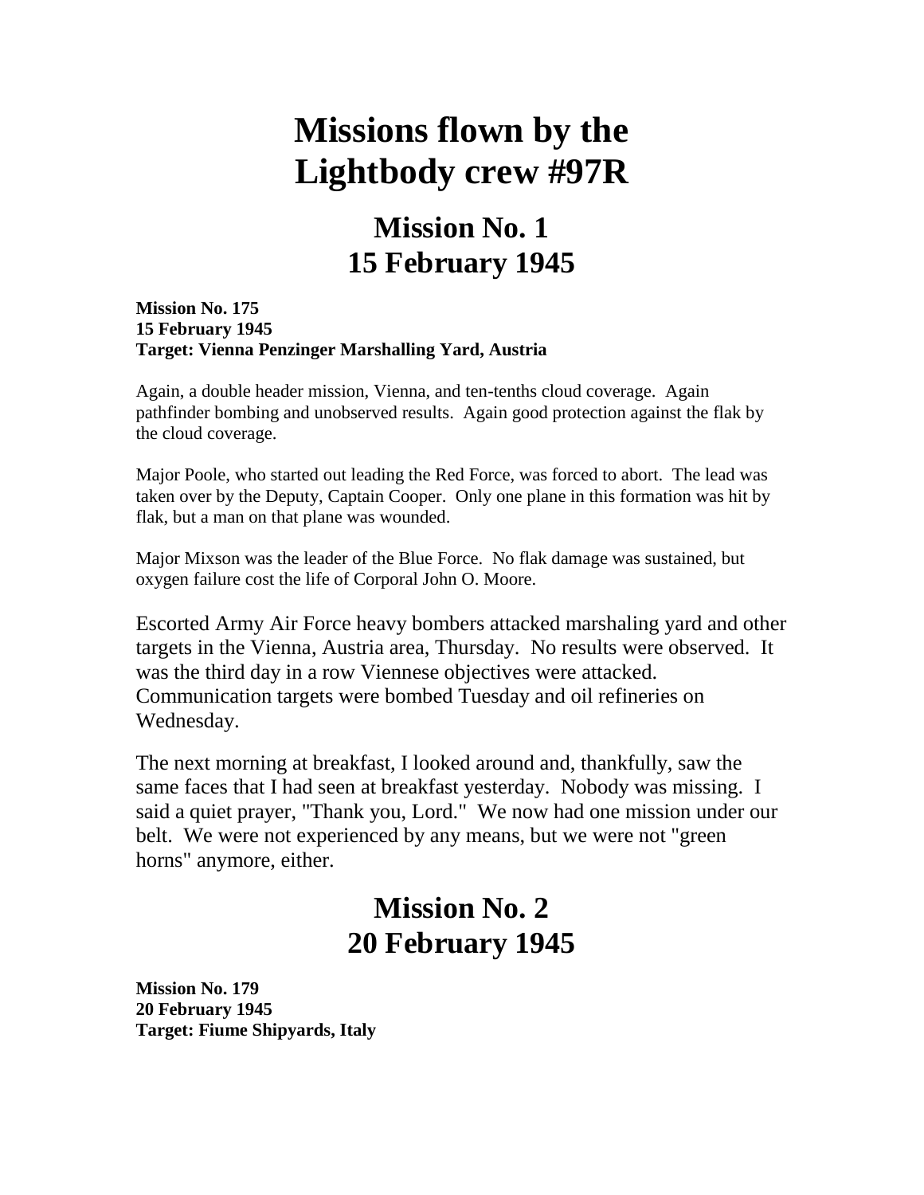# Missions flown by the Lightbody crew #97R

## Mission No. 1
## 15 February 1945

**Mission No. 175**
**15 February 1945**
**Target: Vienna Penzinger Marshalling Yard, Austria**

Again, a double header mission, Vienna, and ten-tenths cloud coverage. Again pathfinder bombing and unobserved results. Again good protection against the flak by the cloud coverage.

Major Poole, who started out leading the Red Force, was forced to abort. The lead was taken over by the Deputy, Captain Cooper. Only one plane in this formation was hit by flak, but a man on that plane was wounded.

Major Mixson was the leader of the Blue Force. No flak damage was sustained, but oxygen failure cost the life of Corporal John O. Moore.

Escorted Army Air Force heavy bombers attacked marshaling yard and other targets in the Vienna, Austria area, Thursday. No results were observed. It was the third day in a row Viennese objectives were attacked. Communication targets were bombed Tuesday and oil refineries on Wednesday.

The next morning at breakfast, I looked around and, thankfully, saw the same faces that I had seen at breakfast yesterday. Nobody was missing. I said a quiet prayer, "Thank you, Lord." We now had one mission under our belt. We were not experienced by any means, but we were not "green horns" anymore, either.

## Mission No. 2
## 20 February 1945

**Mission No. 179**
**20 February 1945**
**Target: Fiume Shipyards, Italy**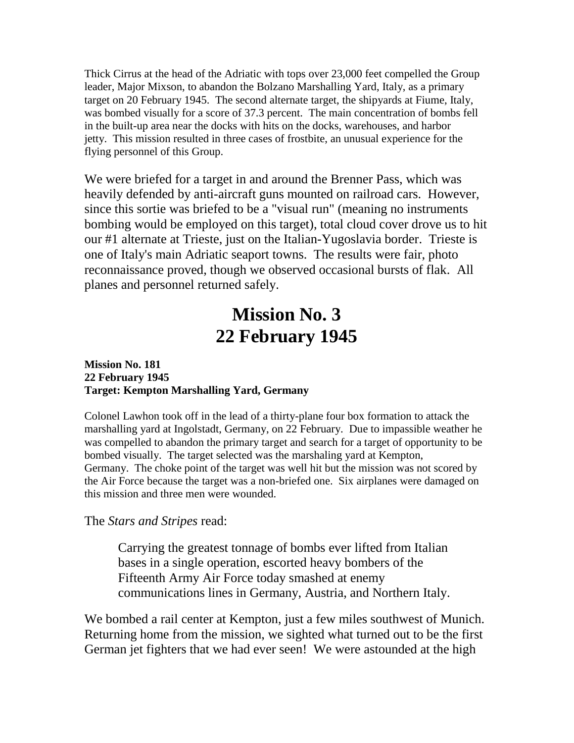Thick Cirrus at the head of the Adriatic with tops over 23,000 feet compelled the Group leader, Major Mixson, to abandon the Bolzano Marshalling Yard, Italy, as a primary target on 20 February 1945. The second alternate target, the shipyards at Fiume, Italy, was bombed visually for a score of 37.3 percent. The main concentration of bombs fell in the built-up area near the docks with hits on the docks, warehouses, and harbor jetty. This mission resulted in three cases of frostbite, an unusual experience for the flying personnel of this Group.

We were briefed for a target in and around the Brenner Pass, which was heavily defended by anti-aircraft guns mounted on railroad cars. However, since this sortie was briefed to be a "visual run" (meaning no instruments bombing would be employed on this target), total cloud cover drove us to hit our #1 alternate at Trieste, just on the Italian-Yugoslavia border. Trieste is one of Italy's main Adriatic seaport towns. The results were fair, photo reconnaissance proved, though we observed occasional bursts of flak. All planes and personnel returned safely.

# Mission No. 3
# 22 February 1945

**Mission No. 181**
**22 February 1945**
**Target: Kempton Marshalling Yard, Germany**

Colonel Lawhon took off in the lead of a thirty-plane four box formation to attack the marshalling yard at Ingolstadt, Germany, on 22 February. Due to impassible weather he was compelled to abandon the primary target and search for a target of opportunity to be bombed visually. The target selected was the marshaling yard at Kempton, Germany. The choke point of the target was well hit but the mission was not scored by the Air Force because the target was a non-briefed one. Six airplanes were damaged on this mission and three men were wounded.

The *Stars and Stripes* read:

> Carrying the greatest tonnage of bombs ever lifted from Italian bases in a single operation, escorted heavy bombers of the Fifteenth Army Air Force today smashed at enemy communications lines in Germany, Austria, and Northern Italy.

We bombed a rail center at Kempton, just a few miles southwest of Munich. Returning home from the mission, we sighted what turned out to be the first German jet fighters that we had ever seen! We were astounded at the high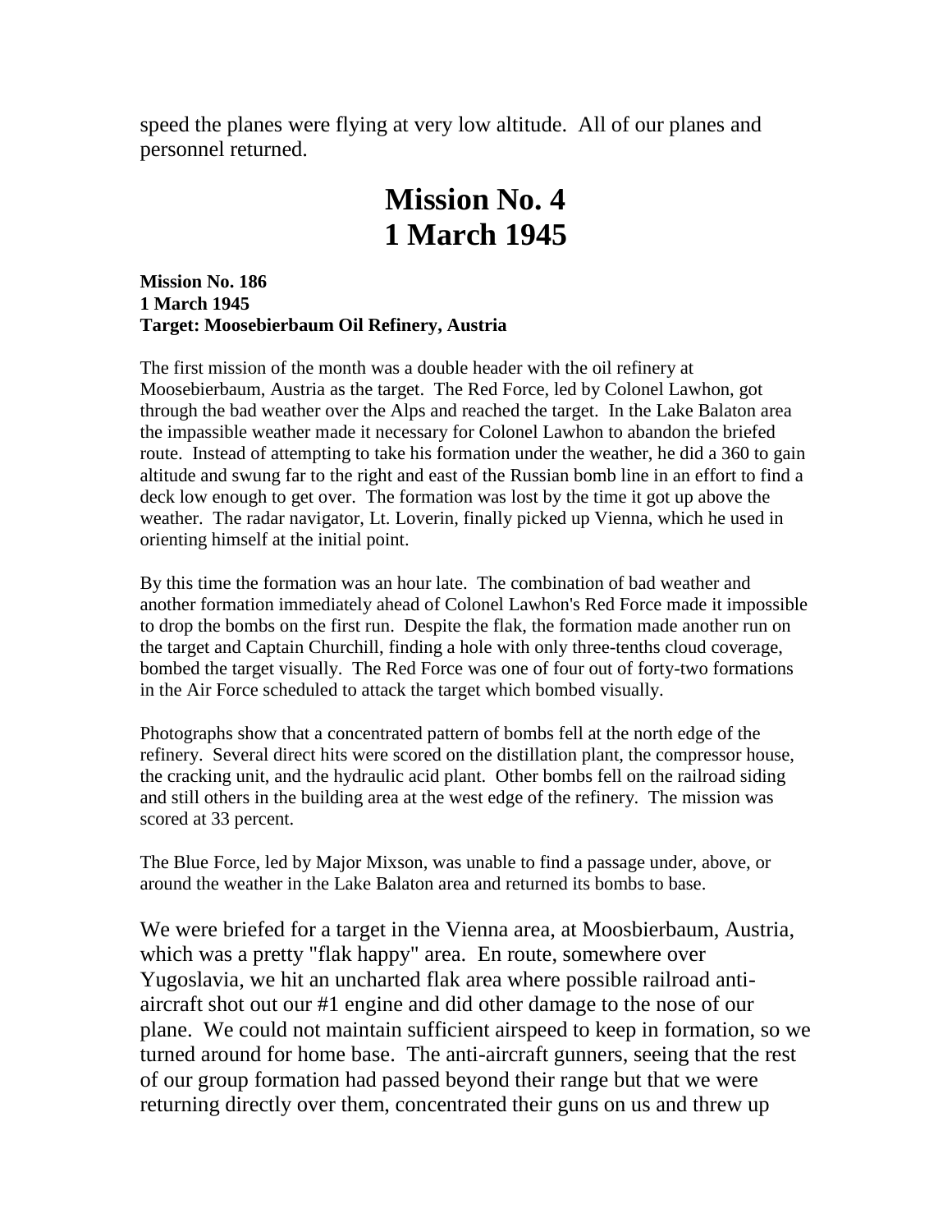speed the planes were flying at very low altitude. All of our planes and personnel returned.

# Mission No. 4
# 1 March 1945

**Mission No. 186**
**1 March 1945**
**Target: Moosebierbaum Oil Refinery, Austria**

The first mission of the month was a double header with the oil refinery at Moosebierbaum, Austria as the target. The Red Force, led by Colonel Lawhon, got through the bad weather over the Alps and reached the target. In the Lake Balaton area the impassible weather made it necessary for Colonel Lawhon to abandon the briefed route. Instead of attempting to take his formation under the weather, he did a 360 to gain altitude and swung far to the right and east of the Russian bomb line in an effort to find a deck low enough to get over. The formation was lost by the time it got up above the weather. The radar navigator, Lt. Loverin, finally picked up Vienna, which he used in orienting himself at the initial point.

By this time the formation was an hour late. The combination of bad weather and another formation immediately ahead of Colonel Lawhon's Red Force made it impossible to drop the bombs on the first run. Despite the flak, the formation made another run on the target and Captain Churchill, finding a hole with only three-tenths cloud coverage, bombed the target visually. The Red Force was one of four out of forty-two formations in the Air Force scheduled to attack the target which bombed visually.

Photographs show that a concentrated pattern of bombs fell at the north edge of the refinery. Several direct hits were scored on the distillation plant, the compressor house, the cracking unit, and the hydraulic acid plant. Other bombs fell on the railroad siding and still others in the building area at the west edge of the refinery. The mission was scored at 33 percent.

The Blue Force, led by Major Mixson, was unable to find a passage under, above, or around the weather in the Lake Balaton area and returned its bombs to base.

We were briefed for a target in the Vienna area, at Moosbierbaum, Austria, which was a pretty "flak happy" area. En route, somewhere over Yugoslavia, we hit an uncharted flak area where possible railroad anti-aircraft shot out our #1 engine and did other damage to the nose of our plane. We could not maintain sufficient airspeed to keep in formation, so we turned around for home base. The anti-aircraft gunners, seeing that the rest of our group formation had passed beyond their range but that we were returning directly over them, concentrated their guns on us and threw up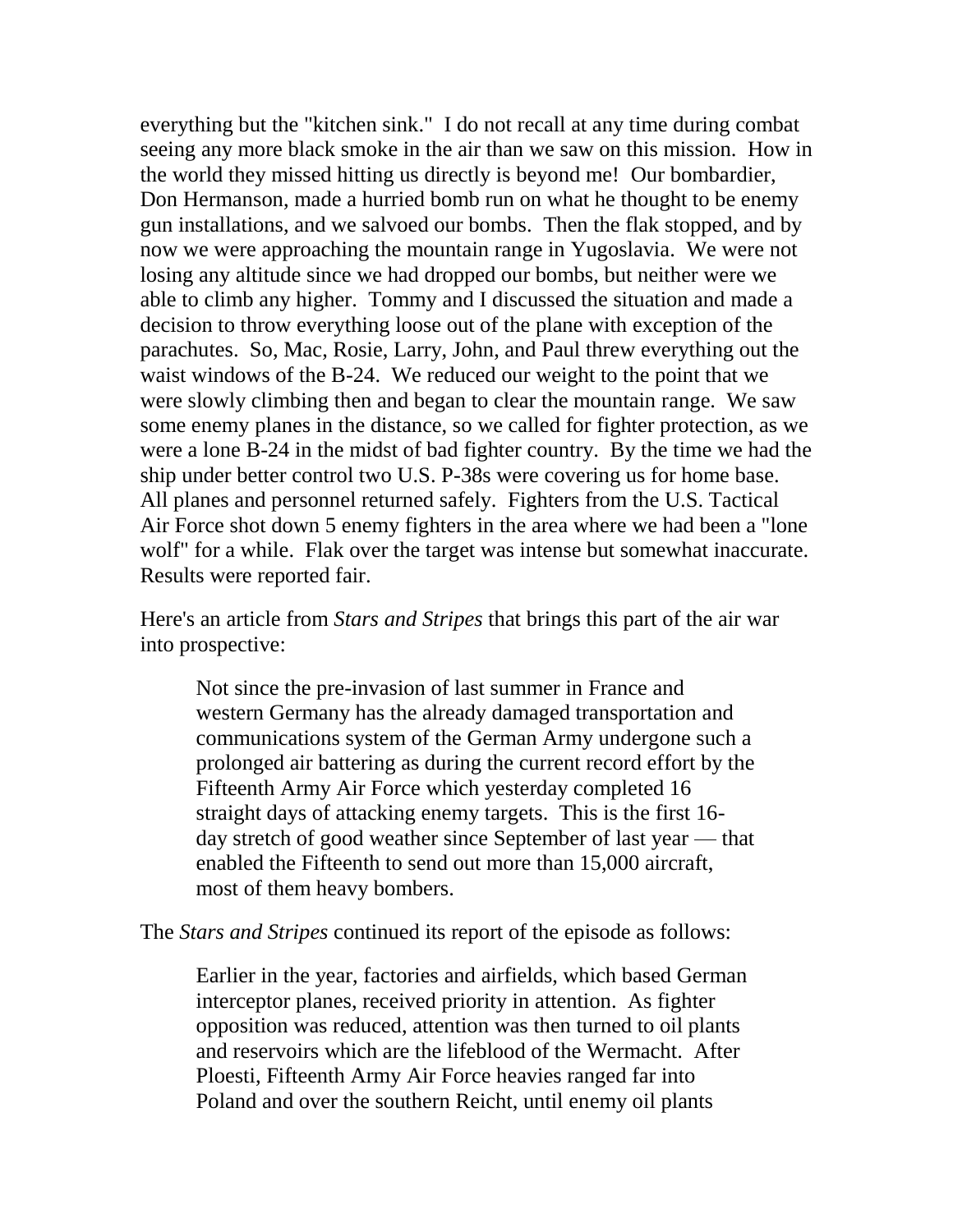everything but the "kitchen sink." I do not recall at any time during combat seeing any more black smoke in the air than we saw on this mission. How in the world they missed hitting us directly is beyond me! Our bombardier, Don Hermanson, made a hurried bomb run on what he thought to be enemy gun installations, and we salvoed our bombs. Then the flak stopped, and by now we were approaching the mountain range in Yugoslavia. We were not losing any altitude since we had dropped our bombs, but neither were we able to climb any higher. Tommy and I discussed the situation and made a decision to throw everything loose out of the plane with exception of the parachutes. So, Mac, Rosie, Larry, John, and Paul threw everything out the waist windows of the B-24. We reduced our weight to the point that we were slowly climbing then and began to clear the mountain range. We saw some enemy planes in the distance, so we called for fighter protection, as we were a lone B-24 in the midst of bad fighter country. By the time we had the ship under better control two U.S. P-38s were covering us for home base. All planes and personnel returned safely. Fighters from the U.S. Tactical Air Force shot down 5 enemy fighters in the area where we had been a "lone wolf" for a while. Flak over the target was intense but somewhat inaccurate. Results were reported fair.

Here's an article from *Stars and Stripes* that brings this part of the air war into prospective:

> Not since the pre-invasion of last summer in France and western Germany has the already damaged transportation and communications system of the German Army undergone such a prolonged air battering as during the current record effort by the Fifteenth Army Air Force which yesterday completed 16 straight days of attacking enemy targets. This is the first 16-day stretch of good weather since September of last year — that enabled the Fifteenth to send out more than 15,000 aircraft, most of them heavy bombers.

The *Stars and Stripes* continued its report of the episode as follows:

> Earlier in the year, factories and airfields, which based German interceptor planes, received priority in attention. As fighter opposition was reduced, attention was then turned to oil plants and reservoirs which are the lifeblood of the Wermacht. After Ploesti, Fifteenth Army Air Force heavies ranged far into Poland and over the southern Reicht, until enemy oil plants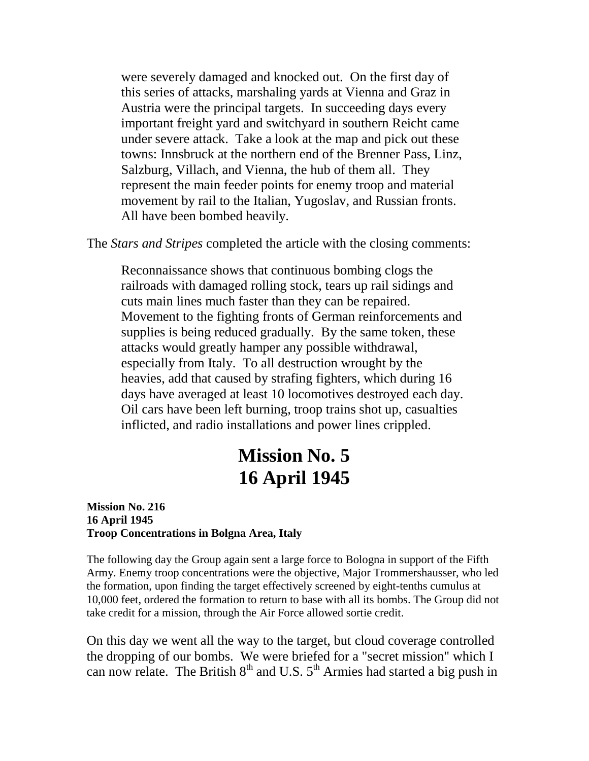> were severely damaged and knocked out. On the first day of this series of attacks, marshaling yards at Vienna and Graz in Austria were the principal targets. In succeeding days every important freight yard and switchyard in southern Reicht came under severe attack. Take a look at the map and pick out these towns: Innsbruck at the northern end of the Brenner Pass, Linz, Salzburg, Villach, and Vienna, the hub of them all. They represent the main feeder points for enemy troop and material movement by rail to the Italian, Yugoslav, and Russian fronts. All have been bombed heavily.

The *Stars and Stripes* completed the article with the closing comments:

> Reconnaissance shows that continuous bombing clogs the railroads with damaged rolling stock, tears up rail sidings and cuts main lines much faster than they can be repaired. Movement to the fighting fronts of German reinforcements and supplies is being reduced gradually. By the same token, these attacks would greatly hamper any possible withdrawal, especially from Italy. To all destruction wrought by the heavies, add that caused by strafing fighters, which during 16 days have averaged at least 10 locomotives destroyed each day. Oil cars have been left burning, troop trains shot up, casualties inflicted, and radio installations and power lines crippled.

# Mission No. 5
# 16 April 1945

**Mission No. 216**
**16 April 1945**
**Troop Concentrations in Bolgna Area, Italy**

The following day the Group again sent a large force to Bologna in support of the Fifth Army. Enemy troop concentrations were the objective, Major Trommershausser, who led the formation, upon finding the target effectively screened by eight-tenths cumulus at 10,000 feet, ordered the formation to return to base with all its bombs. The Group did not take credit for a mission, through the Air Force allowed sortie credit.

On this day we went all the way to the target, but cloud coverage controlled the dropping of our bombs. We were briefed for a "secret mission" which I can now relate. The British 8th and U.S. 5th Armies had started a big push in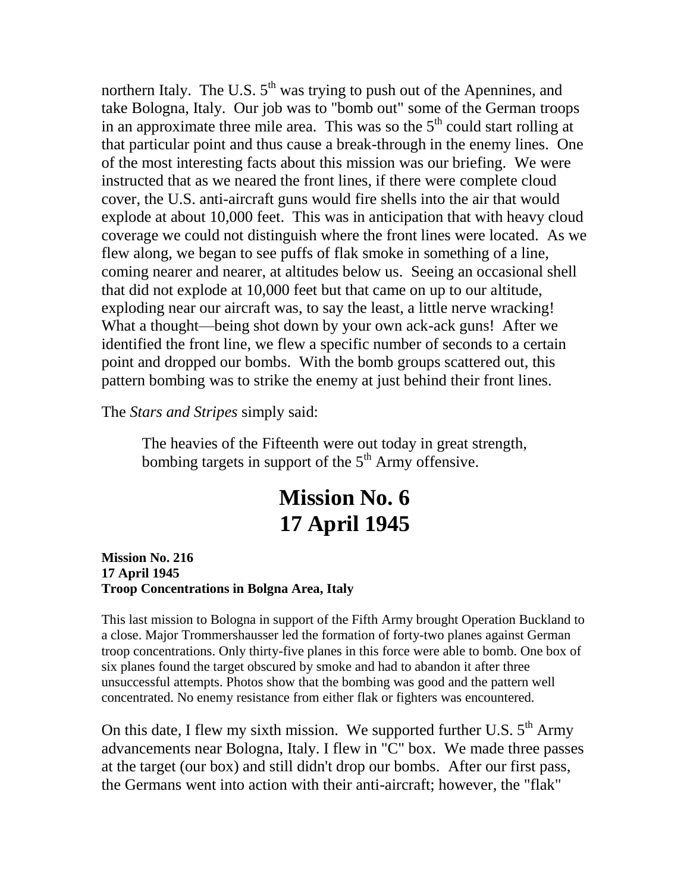northern Italy. The U.S. 5th was trying to push out of the Apennines, and take Bologna, Italy. Our job was to "bomb out" some of the German troops in an approximate three mile area. This was so the 5th could start rolling at that particular point and thus cause a break-through in the enemy lines. One of the most interesting facts about this mission was our briefing. We were instructed that as we neared the front lines, if there were complete cloud cover, the U.S. anti-aircraft guns would fire shells into the air that would explode at about 10,000 feet. This was in anticipation that with heavy cloud coverage we could not distinguish where the front lines were located. As we flew along, we began to see puffs of flak smoke in something of a line, coming nearer and nearer, at altitudes below us. Seeing an occasional shell that did not explode at 10,000 feet but that came on up to our altitude, exploding near our aircraft was, to say the least, a little nerve wracking! What a thought—being shot down by your own ack-ack guns! After we identified the front line, we flew a specific number of seconds to a certain point and dropped our bombs. With the bomb groups scattered out, this pattern bombing was to strike the enemy at just behind their front lines.

The *Stars and Stripes* simply said:

> The heavies of the Fifteenth were out today in great strength, bombing targets in support of the 5th Army offensive.

# Mission No. 6
# 17 April 1945

**Mission No. 216**
**17 April 1945**
**Troop Concentrations in Bolgna Area, Italy**

This last mission to Bologna in support of the Fifth Army brought Operation Buckland to a close. Major Trommershausser led the formation of forty-two planes against German troop concentrations. Only thirty-five planes in this force were able to bomb. One box of six planes found the target obscured by smoke and had to abandon it after three unsuccessful attempts. Photos show that the bombing was good and the pattern well concentrated. No enemy resistance from either flak or fighters was encountered.

On this date, I flew my sixth mission. We supported further U.S. 5th Army advancements near Bologna, Italy. I flew in "C" box. We made three passes at the target (our box) and still didn't drop our bombs. After our first pass, the Germans went into action with their anti-aircraft; however, the "flak"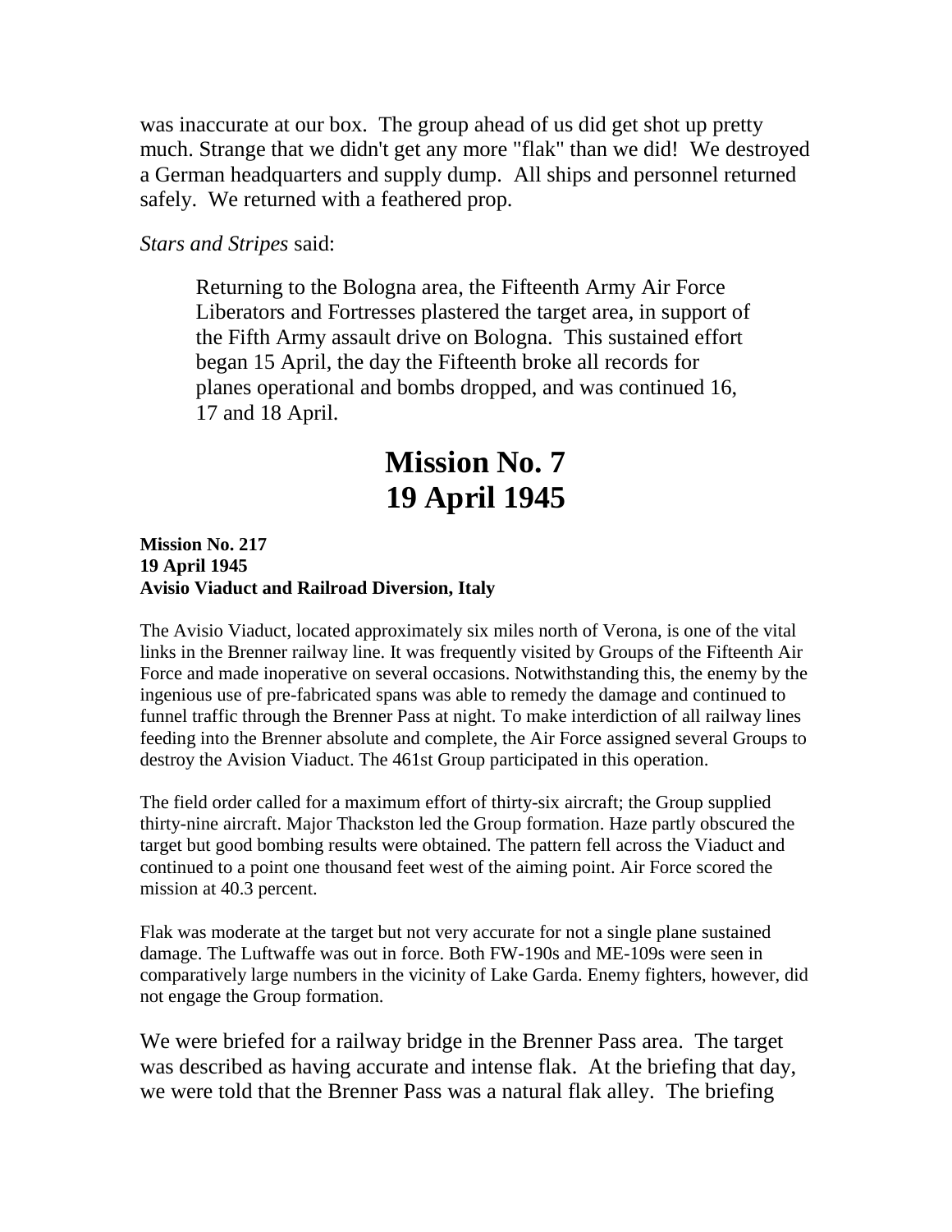was inaccurate at our box. The group ahead of us did get shot up pretty much. Strange that we didn't get any more "flak" than we did! We destroyed a German headquarters and supply dump. All ships and personnel returned safely. We returned with a feathered prop.

*Stars and Stripes* said:

> Returning to the Bologna area, the Fifteenth Army Air Force Liberators and Fortresses plastered the target area, in support of the Fifth Army assault drive on Bologna. This sustained effort began 15 April, the day the Fifteenth broke all records for planes operational and bombs dropped, and was continued 16, 17 and 18 April.

# Mission No. 7
# 19 April 1945

**Mission No. 217**
**19 April 1945**
**Avisio Viaduct and Railroad Diversion, Italy**

The Avisio Viaduct, located approximately six miles north of Verona, is one of the vital links in the Brenner railway line. It was frequently visited by Groups of the Fifteenth Air Force and made inoperative on several occasions. Notwithstanding this, the enemy by the ingenious use of pre-fabricated spans was able to remedy the damage and continued to funnel traffic through the Brenner Pass at night. To make interdiction of all railway lines feeding into the Brenner absolute and complete, the Air Force assigned several Groups to destroy the Avision Viaduct. The 461st Group participated in this operation.

The field order called for a maximum effort of thirty-six aircraft; the Group supplied thirty-nine aircraft. Major Thackston led the Group formation. Haze partly obscured the target but good bombing results were obtained. The pattern fell across the Viaduct and continued to a point one thousand feet west of the aiming point. Air Force scored the mission at 40.3 percent.

Flak was moderate at the target but not very accurate for not a single plane sustained damage. The Luftwaffe was out in force. Both FW-190s and ME-109s were seen in comparatively large numbers in the vicinity of Lake Garda. Enemy fighters, however, did not engage the Group formation.

We were briefed for a railway bridge in the Brenner Pass area. The target was described as having accurate and intense flak. At the briefing that day, we were told that the Brenner Pass was a natural flak alley. The briefing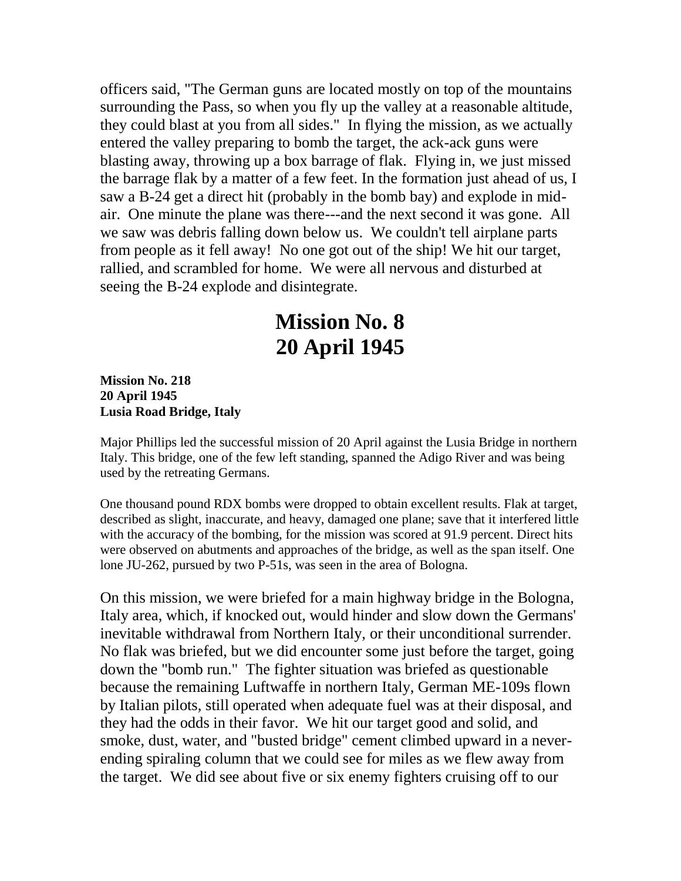officers said, "The German guns are located mostly on top of the mountains surrounding the Pass, so when you fly up the valley at a reasonable altitude, they could blast at you from all sides." In flying the mission, as we actually entered the valley preparing to bomb the target, the ack-ack guns were blasting away, throwing up a box barrage of flak. Flying in, we just missed the barrage flak by a matter of a few feet. In the formation just ahead of us, I saw a B-24 get a direct hit (probably in the bomb bay) and explode in mid-air. One minute the plane was there---and the next second it was gone. All we saw was debris falling down below us. We couldn't tell airplane parts from people as it fell away! No one got out of the ship! We hit our target, rallied, and scrambled for home. We were all nervous and disturbed at seeing the B-24 explode and disintegrate.

# Mission No. 8
# 20 April 1945

**Mission No. 218**
**20 April 1945**
**Lusia Road Bridge, Italy**

Major Phillips led the successful mission of 20 April against the Lusia Bridge in northern Italy. This bridge, one of the few left standing, spanned the Adigo River and was being used by the retreating Germans.

One thousand pound RDX bombs were dropped to obtain excellent results. Flak at target, described as slight, inaccurate, and heavy, damaged one plane; save that it interfered little with the accuracy of the bombing, for the mission was scored at 91.9 percent. Direct hits were observed on abutments and approaches of the bridge, as well as the span itself. One lone JU-262, pursued by two P-51s, was seen in the area of Bologna.

On this mission, we were briefed for a main highway bridge in the Bologna, Italy area, which, if knocked out, would hinder and slow down the Germans' inevitable withdrawal from Northern Italy, or their unconditional surrender. No flak was briefed, but we did encounter some just before the target, going down the "bomb run." The fighter situation was briefed as questionable because the remaining Luftwaffe in northern Italy, German ME-109s flown by Italian pilots, still operated when adequate fuel was at their disposal, and they had the odds in their favor. We hit our target good and solid, and smoke, dust, water, and "busted bridge" cement climbed upward in a never-ending spiraling column that we could see for miles as we flew away from the target. We did see about five or six enemy fighters cruising off to our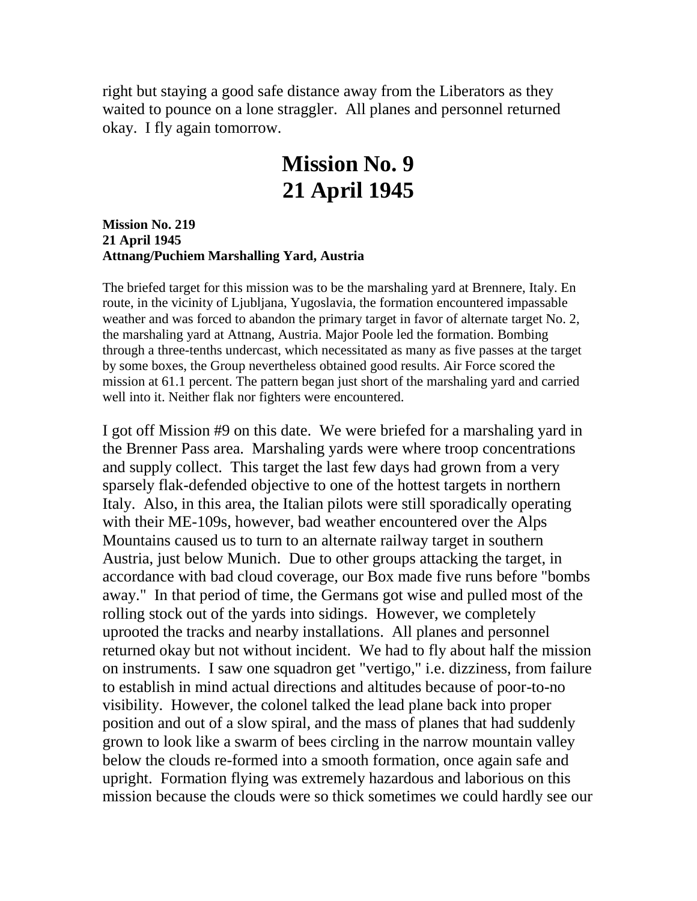right but staying a good safe distance away from the Liberators as they waited to pounce on a lone straggler. All planes and personnel returned okay. I fly again tomorrow.

# Mission No. 9
# 21 April 1945

**Mission No. 219**
**21 April 1945**
**Attnang/Puchiem Marshalling Yard, Austria**

The briefed target for this mission was to be the marshaling yard at Brennere, Italy. En route, in the vicinity of Ljubljana, Yugoslavia, the formation encountered impassable weather and was forced to abandon the primary target in favor of alternate target No. 2, the marshaling yard at Attnang, Austria. Major Poole led the formation. Bombing through a three-tenths undercast, which necessitated as many as five passes at the target by some boxes, the Group nevertheless obtained good results. Air Force scored the mission at 61.1 percent. The pattern began just short of the marshaling yard and carried well into it. Neither flak nor fighters were encountered.

I got off Mission #9 on this date. We were briefed for a marshaling yard in the Brenner Pass area. Marshaling yards were where troop concentrations and supply collect. This target the last few days had grown from a very sparsely flak-defended objective to one of the hottest targets in northern Italy. Also, in this area, the Italian pilots were still sporadically operating with their ME-109s, however, bad weather encountered over the Alps Mountains caused us to turn to an alternate railway target in southern Austria, just below Munich. Due to other groups attacking the target, in accordance with bad cloud coverage, our Box made five runs before "bombs away." In that period of time, the Germans got wise and pulled most of the rolling stock out of the yards into sidings. However, we completely uprooted the tracks and nearby installations. All planes and personnel returned okay but not without incident. We had to fly about half the mission on instruments. I saw one squadron get "vertigo," i.e. dizziness, from failure to establish in mind actual directions and altitudes because of poor-to-no visibility. However, the colonel talked the lead plane back into proper position and out of a slow spiral, and the mass of planes that had suddenly grown to look like a swarm of bees circling in the narrow mountain valley below the clouds re-formed into a smooth formation, once again safe and upright. Formation flying was extremely hazardous and laborious on this mission because the clouds were so thick sometimes we could hardly see our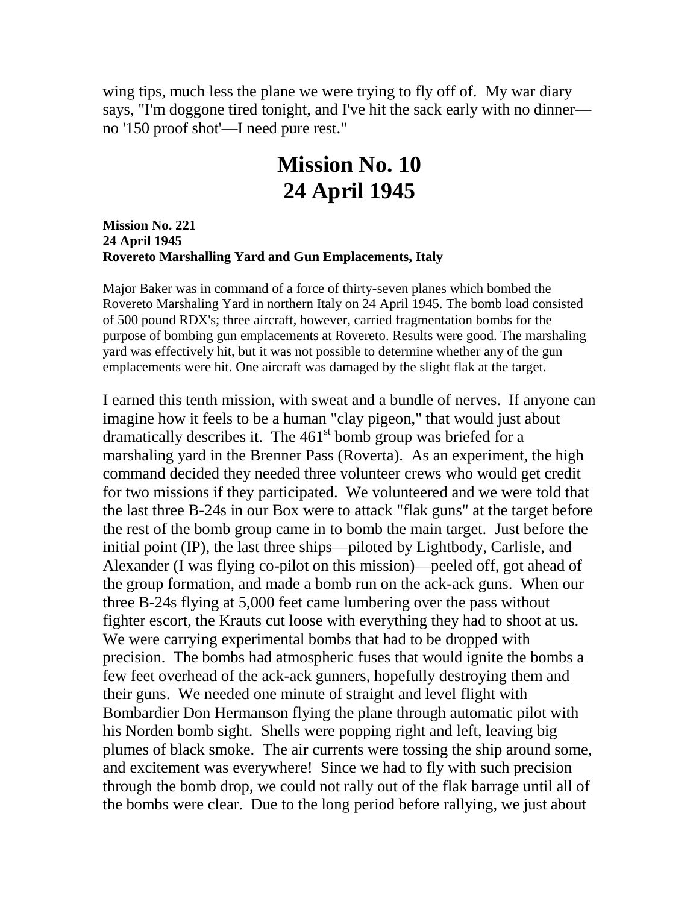wing tips, much less the plane we were trying to fly off of. My war diary says, "I'm doggone tired tonight, and I've hit the sack early with no dinner—no '150 proof shot'—I need pure rest."

# Mission No. 10
# 24 April 1945

**Mission No. 221**
**24 April 1945**
**Rovereto Marshalling Yard and Gun Emplacements, Italy**

Major Baker was in command of a force of thirty-seven planes which bombed the Rovereto Marshaling Yard in northern Italy on 24 April 1945. The bomb load consisted of 500 pound RDX's; three aircraft, however, carried fragmentation bombs for the purpose of bombing gun emplacements at Rovereto. Results were good. The marshaling yard was effectively hit, but it was not possible to determine whether any of the gun emplacements were hit. One aircraft was damaged by the slight flak at the target.

I earned this tenth mission, with sweat and a bundle of nerves. If anyone can imagine how it feels to be a human "clay pigeon," that would just about dramatically describes it. The 461st bomb group was briefed for a marshaling yard in the Brenner Pass (Roverta). As an experiment, the high command decided they needed three volunteer crews who would get credit for two missions if they participated. We volunteered and we were told that the last three B-24s in our Box were to attack "flak guns" at the target before the rest of the bomb group came in to bomb the main target. Just before the initial point (IP), the last three ships—piloted by Lightbody, Carlisle, and Alexander (I was flying co-pilot on this mission)—peeled off, got ahead of the group formation, and made a bomb run on the ack-ack guns. When our three B-24s flying at 5,000 feet came lumbering over the pass without fighter escort, the Krauts cut loose with everything they had to shoot at us. We were carrying experimental bombs that had to be dropped with precision. The bombs had atmospheric fuses that would ignite the bombs a few feet overhead of the ack-ack gunners, hopefully destroying them and their guns. We needed one minute of straight and level flight with Bombardier Don Hermanson flying the plane through automatic pilot with his Norden bomb sight. Shells were popping right and left, leaving big plumes of black smoke. The air currents were tossing the ship around some, and excitement was everywhere! Since we had to fly with such precision through the bomb drop, we could not rally out of the flak barrage until all of the bombs were clear. Due to the long period before rallying, we just about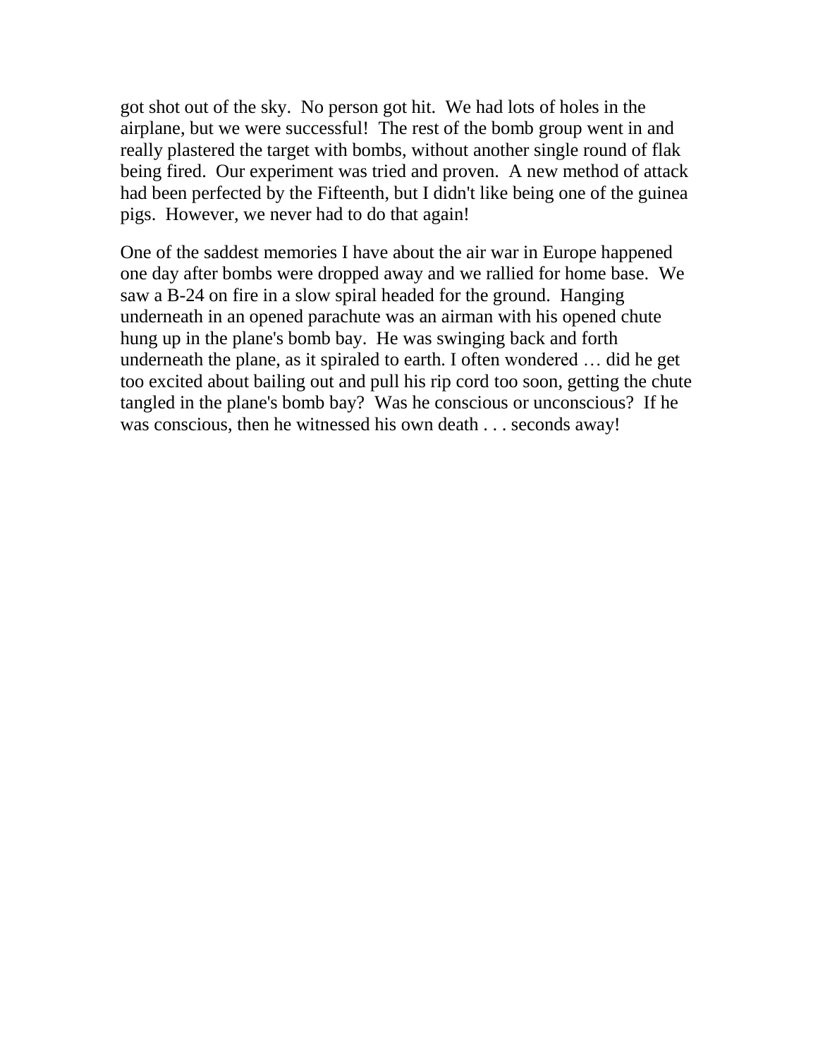got shot out of the sky. No person got hit. We had lots of holes in the airplane, but we were successful! The rest of the bomb group went in and really plastered the target with bombs, without another single round of flak being fired. Our experiment was tried and proven. A new method of attack had been perfected by the Fifteenth, but I didn't like being one of the guinea pigs. However, we never had to do that again!

One of the saddest memories I have about the air war in Europe happened one day after bombs were dropped away and we rallied for home base. We saw a B-24 on fire in a slow spiral headed for the ground. Hanging underneath in an opened parachute was an airman with his opened chute hung up in the plane's bomb bay. He was swinging back and forth underneath the plane, as it spiraled to earth. I often wondered … did he get too excited about bailing out and pull his rip cord too soon, getting the chute tangled in the plane's bomb bay? Was he conscious or unconscious? If he was conscious, then he witnessed his own death . . . seconds away!